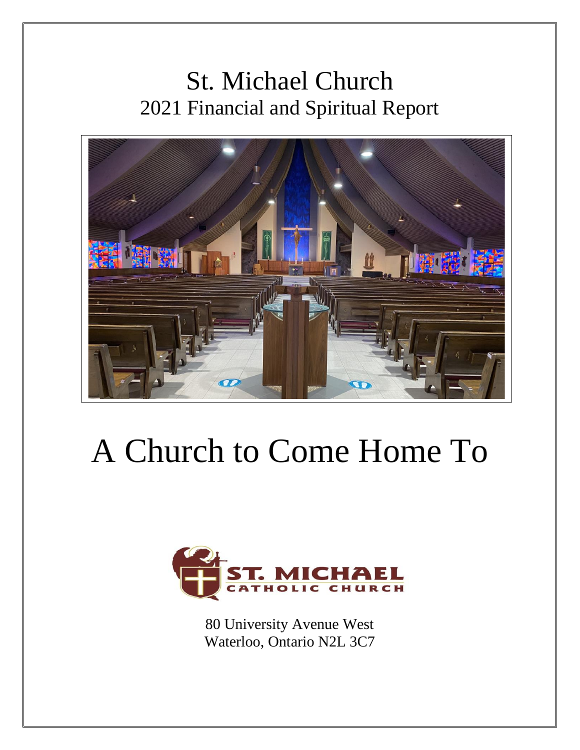# St. Michael Church

## 2021 Financial and Spiritual Report

# A Church to Come Home To

80 University Avenue West
Waterloo, Ontario N2L 3C7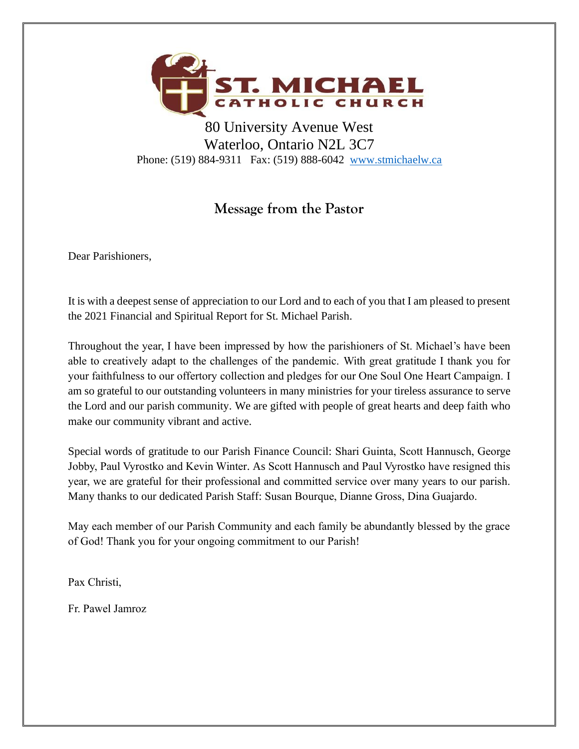# ST. MICHAEL CATHOLIC CHURCH

80 University Avenue West
Waterloo, Ontario N2L 3C7
Phone: (519) 884-9311 Fax: (519) 888-6042 www.stmichaelw.ca

## Message from the Pastor

Dear Parishioners,

It is with a deepest sense of appreciation to our Lord and to each of you that I am pleased to present the 2021 Financial and Spiritual Report for St. Michael Parish.

Throughout the year, I have been impressed by how the parishioners of St. Michael's have been able to creatively adapt to the challenges of the pandemic. With great gratitude I thank you for your faithfulness to our offertory collection and pledges for our One Soul One Heart Campaign. I am so grateful to our outstanding volunteers in many ministries for your tireless assurance to serve the Lord and our parish community. We are gifted with people of great hearts and deep faith who make our community vibrant and active.

Special words of gratitude to our Parish Finance Council: Shari Guinta, Scott Hannusch, George Jobby, Paul Vyrostko and Kevin Winter. As Scott Hannusch and Paul Vyrostko have resigned this year, we are grateful for their professional and committed service over many years to our parish. Many thanks to our dedicated Parish Staff: Susan Bourque, Dianne Gross, Dina Guajardo.

May each member of our Parish Community and each family be abundantly blessed by the grace of God! Thank you for your ongoing commitment to our Parish!

Pax Christi,

Fr. Pawel Jamroz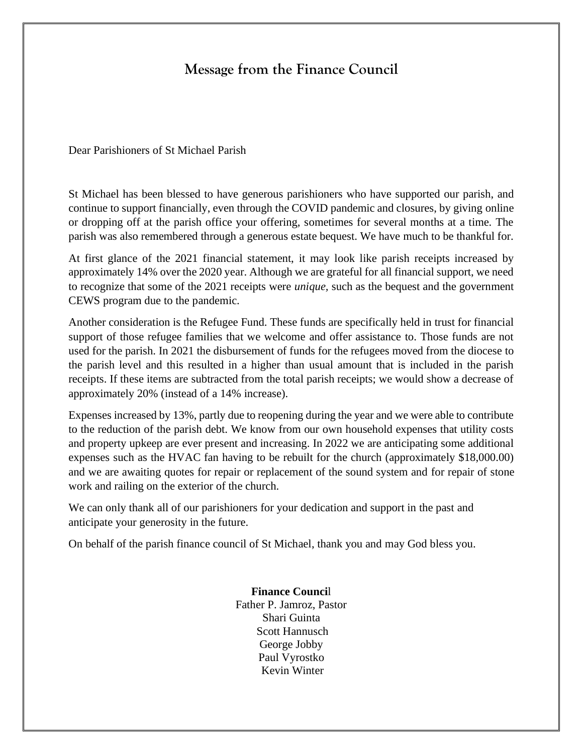# Message from the Finance Council

Dear Parishioners of St Michael Parish

St Michael has been blessed to have generous parishioners who have supported our parish, and continue to support financially, even through the COVID pandemic and closures, by giving online or dropping off at the parish office your offering, sometimes for several months at a time. The parish was also remembered through a generous estate bequest. We have much to be thankful for.

At first glance of the 2021 financial statement, it may look like parish receipts increased by approximately 14% over the 2020 year. Although we are grateful for all financial support, we need to recognize that some of the 2021 receipts were *unique*, such as the bequest and the government CEWS program due to the pandemic.

Another consideration is the Refugee Fund. These funds are specifically held in trust for financial support of those refugee families that we welcome and offer assistance to. Those funds are not used for the parish. In 2021 the disbursement of funds for the refugees moved from the diocese to the parish level and this resulted in a higher than usual amount that is included in the parish receipts. If these items are subtracted from the total parish receipts; we would show a decrease of approximately 20% (instead of a 14% increase).

Expenses increased by 13%, partly due to reopening during the year and we were able to contribute to the reduction of the parish debt. We know from our own household expenses that utility costs and property upkeep are ever present and increasing. In 2022 we are anticipating some additional expenses such as the HVAC fan having to be rebuilt for the church (approximately $18,000.00) and we are awaiting quotes for repair or replacement of the sound system and for repair of stone work and railing on the exterior of the church.

We can only thank all of our parishioners for your dedication and support in the past and anticipate your generosity in the future.

On behalf of the parish finance council of St Michael, thank you and may God bless you.

**Finance Council**
Father P. Jamroz, Pastor
Shari Guinta
Scott Hannusch
George Jobby
Paul Vyrostko
Kevin Winter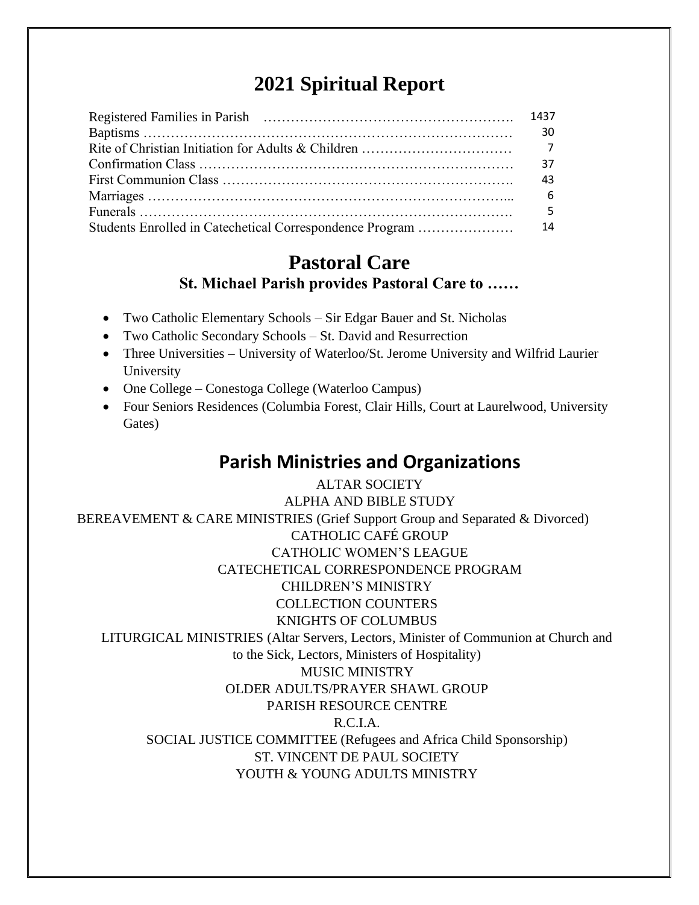# 2021 Spiritual Report

| | |
|---|---|
| Registered Families in Parish | 1437 |
| Baptisms | 30 |
| Rite of Christian Initiation for Adults & Children | 7 |
| Confirmation Class | 37 |
| First Communion Class | 43 |
| Marriages | 6 |
| Funerals | 5 |
| Students Enrolled in Catechetical Correspondence Program | 14 |

# Pastoral Care

### St. Michael Parish provides Pastoral Care to ……

- Two Catholic Elementary Schools – Sir Edgar Bauer and St. Nicholas
- Two Catholic Secondary Schools – St. David and Resurrection
- Three Universities – University of Waterloo/St. Jerome University and Wilfrid Laurier University
- One College – Conestoga College (Waterloo Campus)
- Four Seniors Residences (Columbia Forest, Clair Hills, Court at Laurelwood, University Gates)

## Parish Ministries and Organizations

ALTAR SOCIETY

ALPHA AND BIBLE STUDY

BEREAVEMENT & CARE MINISTRIES (Grief Support Group and Separated & Divorced)

CATHOLIC CAFÉ GROUP

CATHOLIC WOMEN'S LEAGUE

CATECHETICAL CORRESPONDENCE PROGRAM

CHILDREN'S MINISTRY

COLLECTION COUNTERS

KNIGHTS OF COLUMBUS

LITURGICAL MINISTRIES (Altar Servers, Lectors, Minister of Communion at Church and to the Sick, Lectors, Ministers of Hospitality)

MUSIC MINISTRY

OLDER ADULTS/PRAYER SHAWL GROUP

PARISH RESOURCE CENTRE

R.C.I.A.

SOCIAL JUSTICE COMMITTEE (Refugees and Africa Child Sponsorship)

ST. VINCENT DE PAUL SOCIETY

YOUTH & YOUNG ADULTS MINISTRY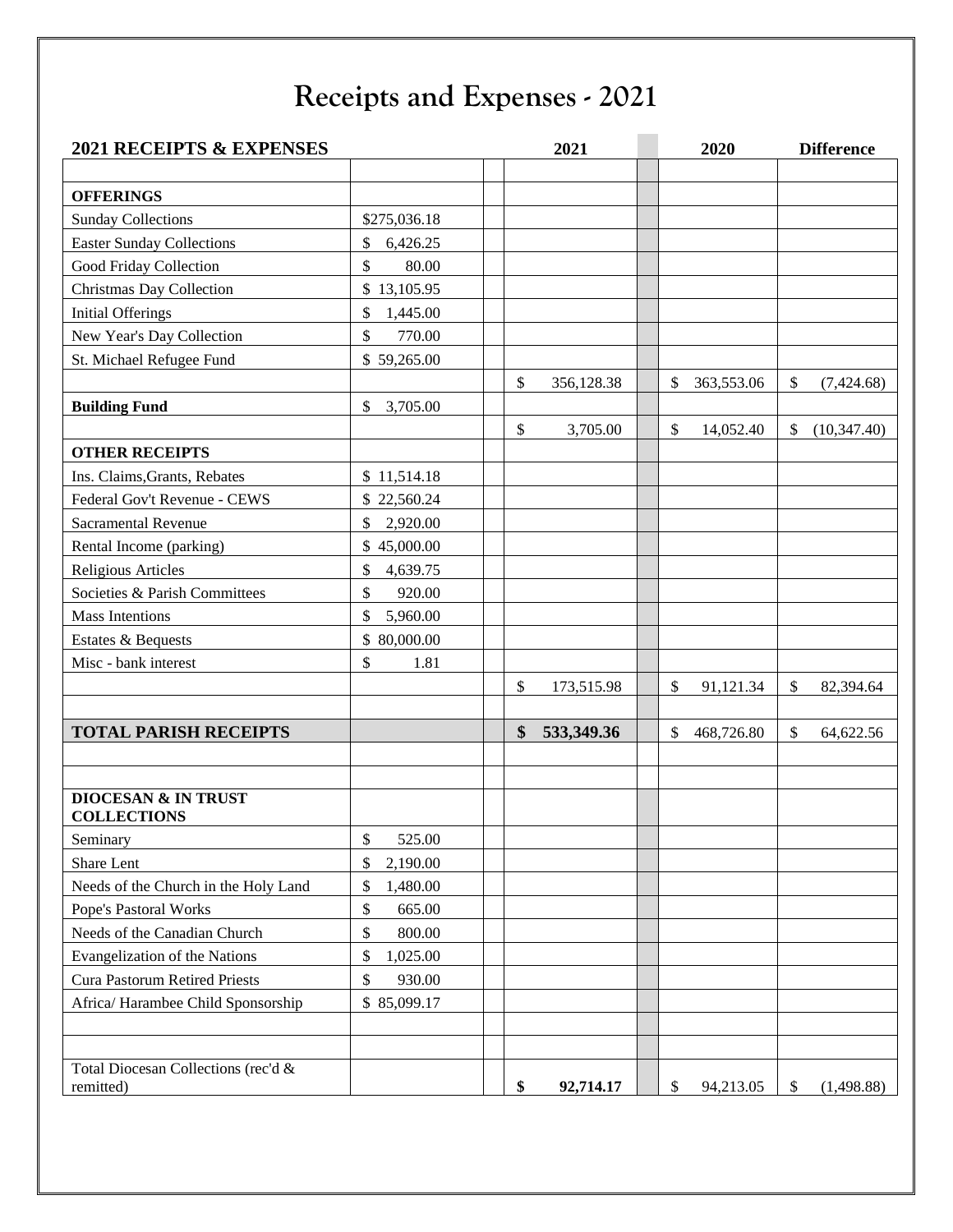# Receipts and Expenses - 2021

| 2021 RECEIPTS & EXPENSES | | | 2021 | | 2020 | Difference |
|---|---|---|---|---|---|---|
| | | | | | | |
| **OFFERINGS** | | | | | | |
| Sunday Collections | $275,036.18 | | | | | |
| Easter Sunday Collections | $ 6,426.25 | | | | | |
| Good Friday Collection | $ 80.00 | | | | | |
| Christmas Day Collection | $ 13,105.95 | | | | | |
| Initial Offerings | $ 1,445.00 | | | | | |
| New Year's Day Collection | $ 770.00 | | | | | |
| St. Michael Refugee Fund | $ 59,265.00 | | | | | |
| | | | $ 356,128.38 | | $ 363,553.06 | $ (7,424.68) |
| **Building Fund** | $ 3,705.00 | | | | | |
| | | | $ 3,705.00 | | $ 14,052.40 | $ (10,347.40) |
| **OTHER RECEIPTS** | | | | | | |
| Ins. Claims,Grants, Rebates | $ 11,514.18 | | | | | |
| Federal Gov't Revenue - CEWS | $ 22,560.24 | | | | | |
| Sacramental Revenue | $ 2,920.00 | | | | | |
| Rental Income (parking) | $ 45,000.00 | | | | | |
| Religious Articles | $ 4,639.75 | | | | | |
| Societies & Parish Committees | $ 920.00 | | | | | |
| Mass Intentions | $ 5,960.00 | | | | | |
| Estates & Bequests | $ 80,000.00 | | | | | |
| Misc - bank interest | $ 1.81 | | | | | |
| | | | $ 173,515.98 | | $ 91,121.34 | $ 82,394.64 |
| | | | | | | |
| **TOTAL PARISH RECEIPTS** | | | **$ 533,349.36** | | $ 468,726.80 | $ 64,622.56 |
| | | | | | | |
| | | | | | | |
| **DIOCESAN & IN TRUST COLLECTIONS** | | | | | | |
| Seminary | $ 525.00 | | | | | |
| Share Lent | $ 2,190.00 | | | | | |
| Needs of the Church in the Holy Land | $ 1,480.00 | | | | | |
| Pope's Pastoral Works | $ 665.00 | | | | | |
| Needs of the Canadian Church | $ 800.00 | | | | | |
| Evangelization of the Nations | $ 1,025.00 | | | | | |
| Cura Pastorum Retired Priests | $ 930.00 | | | | | |
| Africa/ Harambee Child Sponsorship | $ 85,099.17 | | | | | |
| | | | | | | |
| | | | | | | |
| Total Diocesan Collections (rec'd & remitted) | | | **$ 92,714.17** | | $ 94,213.05 | $ (1,498.88) |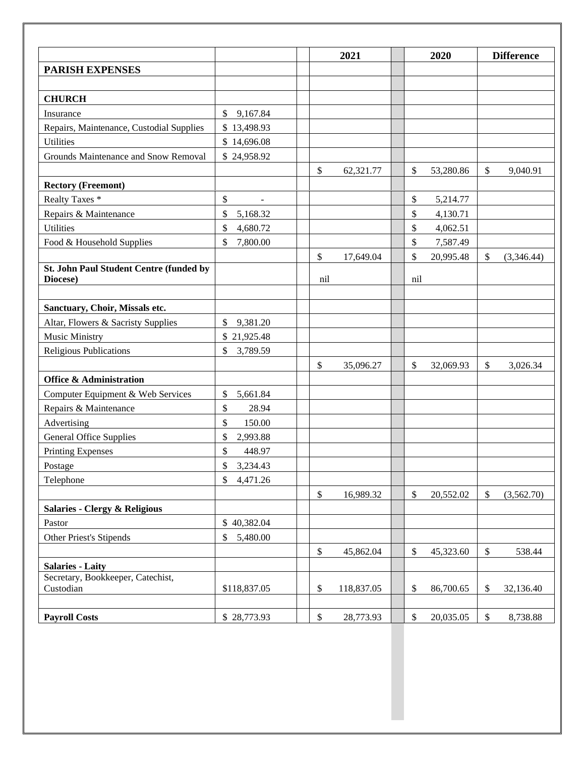| | | | 2021 | | 2020 | Difference |
|---|---|---|---|---|---|---|
| **PARISH EXPENSES** | | | | | | |
| | | | | | | |
| **CHURCH** | | | | | | |
| Insurance | $ 9,167.84 | | | | | |
| Repairs, Maintenance, Custodial Supplies | $ 13,498.93 | | | | | |
| Utilities | $ 14,696.08 | | | | | |
| Grounds Maintenance and Snow Removal | $ 24,958.92 | | | | | |
| | | | $ 62,321.77 | | $ 53,280.86 | $ 9,040.91 |
| **Rectory (Freemont)** | | | | | | |
| Realty Taxes * | $ - | | | | $ 5,214.77 | |
| Repairs & Maintenance | $ 5,168.32 | | | | $ 4,130.71 | |
| Utilities | $ 4,680.72 | | | | $ 4,062.51 | |
| Food & Household Supplies | $ 7,800.00 | | | | $ 7,587.49 | |
| | | | $ 17,649.04 | | $ 20,995.48 | $ (3,346.44) |
| **St. John Paul Student Centre (funded by Diocese)** | | | nil | | nil | |
| | | | | | | |
| **Sanctuary, Choir, Missals etc.** | | | | | | |
| Altar, Flowers & Sacristy Supplies | $ 9,381.20 | | | | | |
| Music Ministry | $ 21,925.48 | | | | | |
| Religious Publications | $ 3,789.59 | | | | | |
| | | | $ 35,096.27 | | $ 32,069.93 | $ 3,026.34 |
| **Office & Administration** | | | | | | |
| Computer Equipment & Web Services | $ 5,661.84 | | | | | |
| Repairs & Maintenance | $ 28.94 | | | | | |
| Advertising | $ 150.00 | | | | | |
| General Office Supplies | $ 2,993.88 | | | | | |
| Printing Expenses | $ 448.97 | | | | | |
| Postage | $ 3,234.43 | | | | | |
| Telephone | $ 4,471.26 | | | | | |
| | | | $ 16,989.32 | | $ 20,552.02 | $ (3,562.70) |
| **Salaries - Clergy & Religious** | | | | | | |
| Pastor | $ 40,382.04 | | | | | |
| Other Priest's Stipends | $ 5,480.00 | | | | | |
| | | | $ 45,862.04 | | $ 45,323.60 | $ 538.44 |
| **Salaries - Laity** | | | | | | |
| Secretary, Bookkeeper, Catechist, Custodian | $118,837.05 | | $ 118,837.05 | | $ 86,700.65 | $ 32,136.40 |
| | | | | | | |
| **Payroll Costs** | $ 28,773.93 | | $ 28,773.93 | | $ 20,035.05 | $ 8,738.88 |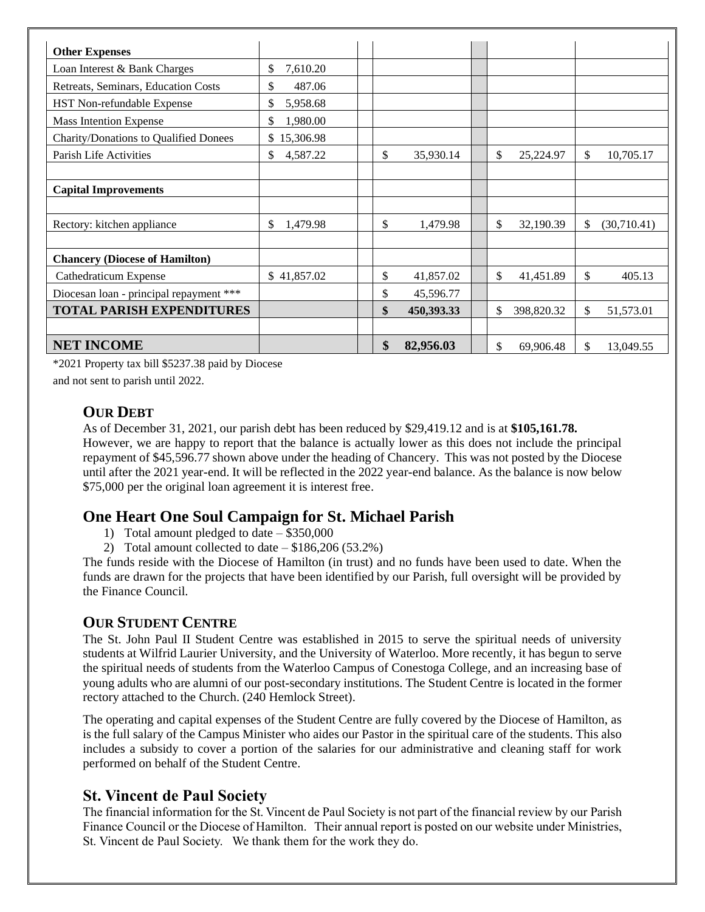| | | | | |
|---|---|---|---|---|
| **Other Expenses** | | | | |
| Loan Interest & Bank Charges | $ 7,610.20 | | | |
| Retreats, Seminars, Education Costs | $ 487.06 | | | |
| HST Non-refundable Expense | $ 5,958.68 | | | |
| Mass Intention Expense | $ 1,980.00 | | | |
| Charity/Donations to Qualified Donees | $ 15,306.98 | | | |
| Parish Life Activities | $ 4,587.22 | $ 35,930.14 | $ 25,224.97 | $ 10,705.17 |
| | | | | |
| **Capital Improvements** | | | | |
| | | | | |
| Rectory: kitchen appliance | $ 1,479.98 | $ 1,479.98 | $ 32,190.39 | $ (30,710.41) |
| | | | | |
| **Chancery (Diocese of Hamilton)** | | | | |
| Cathedraticum Expense | $ 41,857.02 | $ 41,857.02 | $ 41,451.89 | $ 405.13 |
| Diocesan loan - principal repayment *** | | $ 45,596.77 | | |
| **TOTAL PARISH EXPENDITURES** | | **$ 450,393.33** | $ 398,820.32 | $ 51,573.01 |
| | | | | |
| **NET INCOME** | | **$ 82,956.03** | $ 69,906.48 | $ 13,049.55 |

*2021 Property tax bill $5237.38 paid by Diocese and not sent to parish until 2022.

## OUR DEBT

As of December 31, 2021, our parish debt has been reduced by $29,419.12 and is at **$105,161.78.** However, we are happy to report that the balance is actually lower as this does not include the principal repayment of $45,596.77 shown above under the heading of Chancery. This was not posted by the Diocese until after the 2021 year-end. It will be reflected in the 2022 year-end balance. As the balance is now below $75,000 per the original loan agreement it is interest free.

## One Heart One Soul Campaign for St. Michael Parish

1) Total amount pledged to date – $350,000
2) Total amount collected to date – $186,206 (53.2%)

The funds reside with the Diocese of Hamilton (in trust) and no funds have been used to date. When the funds are drawn for the projects that have been identified by our Parish, full oversight will be provided by the Finance Council.

## OUR STUDENT CENTRE

The St. John Paul II Student Centre was established in 2015 to serve the spiritual needs of university students at Wilfrid Laurier University, and the University of Waterloo. More recently, it has begun to serve the spiritual needs of students from the Waterloo Campus of Conestoga College, and an increasing base of young adults who are alumni of our post-secondary institutions. The Student Centre is located in the former rectory attached to the Church. (240 Hemlock Street).

The operating and capital expenses of the Student Centre are fully covered by the Diocese of Hamilton, as is the full salary of the Campus Minister who aides our Pastor in the spiritual care of the students. This also includes a subsidy to cover a portion of the salaries for our administrative and cleaning staff for work performed on behalf of the Student Centre.

## St. Vincent de Paul Society

The financial information for the St. Vincent de Paul Society is not part of the financial review by our Parish Finance Council or the Diocese of Hamilton. Their annual report is posted on our website under Ministries, St. Vincent de Paul Society. We thank them for the work they do.